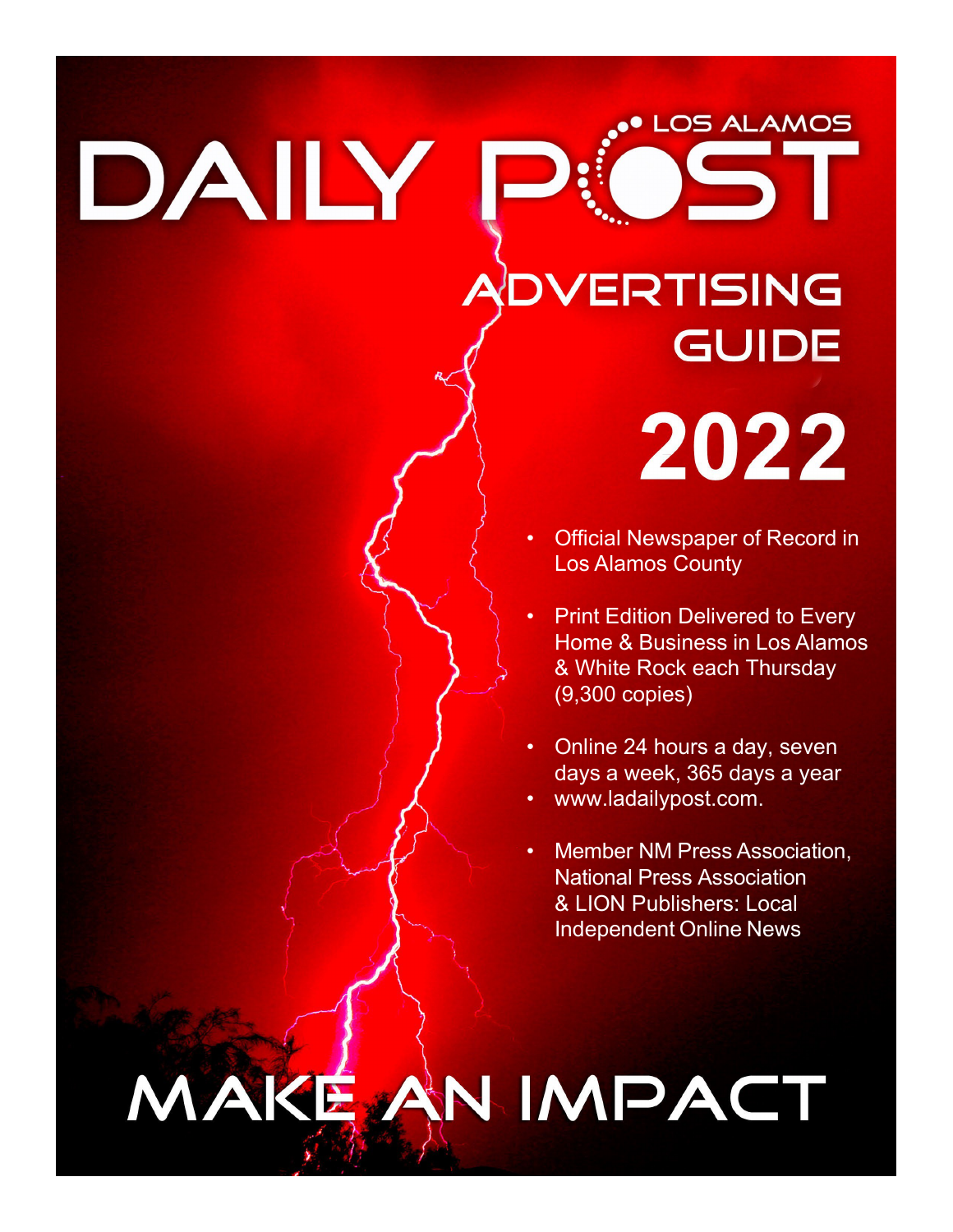# LOS ALAMOS DAILY POST

## ADVERTISING GUIDE

## 2022

- Official Newspaper of Record in Los Alamos County
- Print Edition Delivered to Every Home & Business in Los Alamos & White Rock each Thursday (9,300 copies)
- Online 24 hours a day, seven days a week, 365 days a year
- www.ladailypost.com.
- Member NM Press Association, National Press Association & LION Publishers: Local Independent Online News

# MAKE AN IMPACT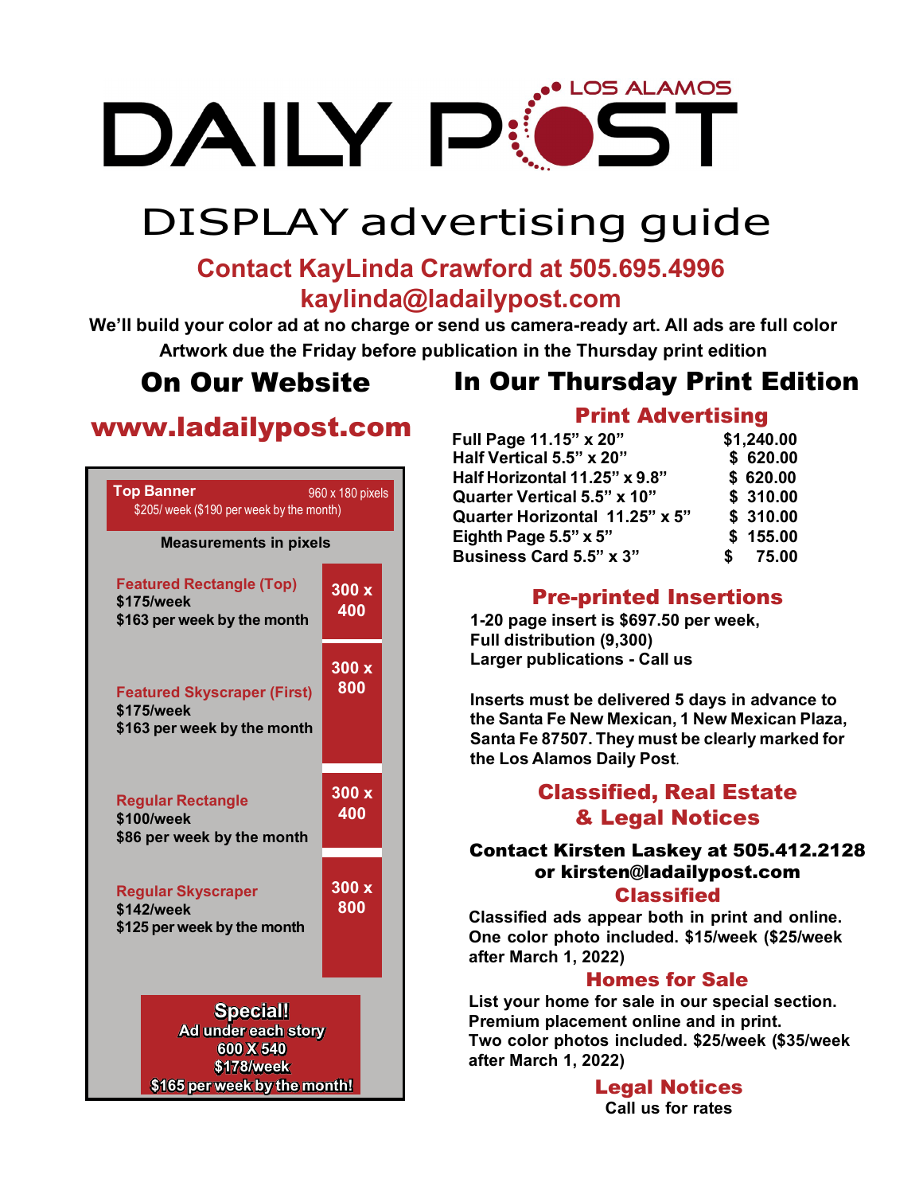# DAILY POST

LOS ALAMOS

## DISPLAY advertising guide

**Contact KayLinda Crawford at 505.695.4996**
**kaylinda@ladailypost.com**

**We'll build your color ad at no charge or send us camera-ready art. All ads are full color**
**Artwork due the Friday before publication in the Thursday print edition**

## On Our Website

### www.ladailypost.com

**Top Banner** 960 x 180 pixels
$205/ week ($190 per week by the month)

**Measurements in pixels**

| Ad | Size |
|---|---|
| **Featured Rectangle (Top)** $175/week $163 per week by the month | 300 x 400 |
| **Featured Skyscraper (First)** $175/week $163 per week by the month | 300 x 800 |
| **Regular Rectangle** $100/week $86 per week by the month | 300 x 400 |
| **Regular Skyscraper** $142/week $125 per week by the month | 300 x 800 |

**Special!**
Ad under each story
600 X 540
$178/week
$165 per week by the month!

## In Our Thursday Print Edition

### Print Advertising

| | |
|---|---|
| Full Page 11.15" x 20" | $1,240.00 |
| Half Vertical 5.5" x 20" | $ 620.00 |
| Half Horizontal 11.25" x 9.8" | $ 620.00 |
| Quarter Vertical 5.5" x 10" | $ 310.00 |
| Quarter Horizontal 11.25" x 5" | $ 310.00 |
| Eighth Page 5.5" x 5" | $ 155.00 |
| Business Card 5.5" x 3" | $ 75.00 |

### Pre-printed Insertions

1-20 page insert is $697.50 per week,
Full distribution (9,300)
Larger publications - Call us

Inserts must be delivered 5 days in advance to the Santa Fe New Mexican, 1 New Mexican Plaza, Santa Fe 87507. They must be clearly marked for the Los Alamos Daily Post.

### Classified, Real Estate & Legal Notices

**Contact Kirsten Laskey at 505.412.2128**
**or kirsten@ladailypost.com**

#### Classified

Classified ads appear both in print and online. One color photo included. $15/week ($25/week after March 1, 2022)

#### Homes for Sale

List your home for sale in our special section. Premium placement online and in print.
Two color photos included. $25/week ($35/week after March 1, 2022)

#### Legal Notices

Call us for rates